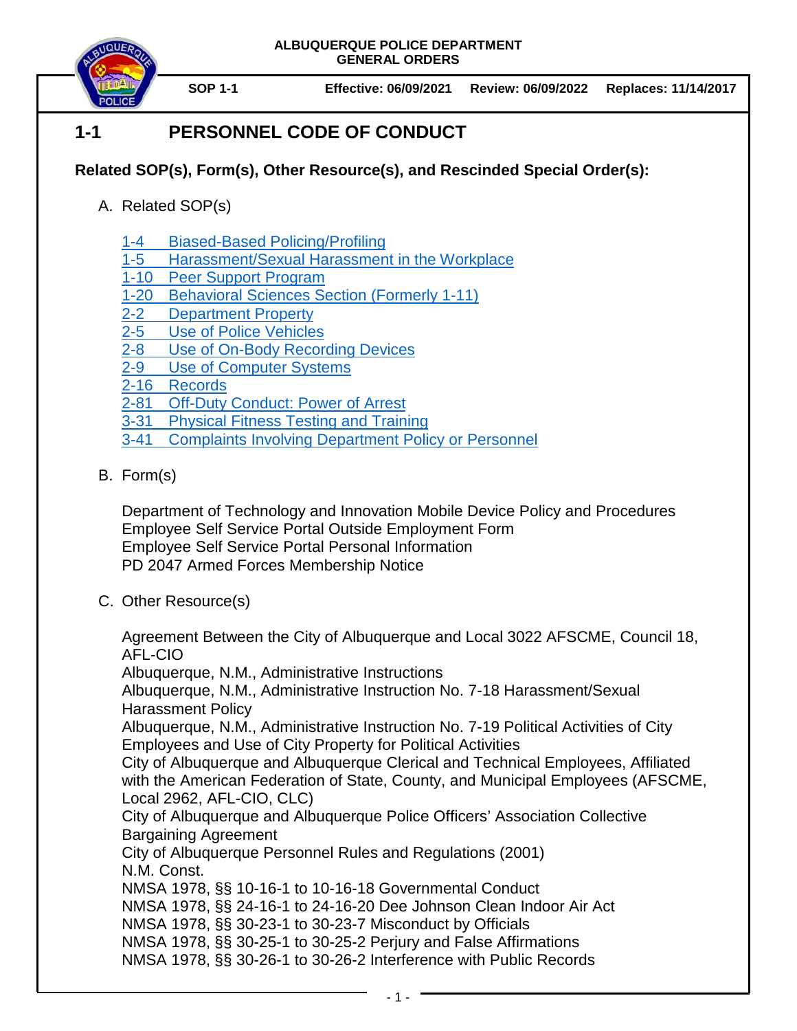ALBUQUERQUE POLICE DEPARTMENT
GENERAL ORDERS

SOP 1-1 | Effective: 06/09/2021 | Review: 06/09/2022 | Replaces: 11/14/2017

# 1-1 PERSONNEL CODE OF CONDUCT

**Related SOP(s), Form(s), Other Resource(s), and Rescinded Special Order(s):**

A. Related SOP(s)

- 1-4 Biased-Based Policing/Profiling
- 1-5 Harassment/Sexual Harassment in the Workplace
- 1-10 Peer Support Program
- 1-20 Behavioral Sciences Section (Formerly 1-11)
- 2-2 Department Property
- 2-5 Use of Police Vehicles
- 2-8 Use of On-Body Recording Devices
- 2-9 Use of Computer Systems
- 2-16 Records
- 2-81 Off-Duty Conduct: Power of Arrest
- 3-31 Physical Fitness Testing and Training
- 3-41 Complaints Involving Department Policy or Personnel

B. Form(s)

Department of Technology and Innovation Mobile Device Policy and Procedures
Employee Self Service Portal Outside Employment Form
Employee Self Service Portal Personal Information
PD 2047 Armed Forces Membership Notice

C. Other Resource(s)

Agreement Between the City of Albuquerque and Local 3022 AFSCME, Council 18, AFL-CIO
Albuquerque, N.M., Administrative Instructions
Albuquerque, N.M., Administrative Instruction No. 7-18 Harassment/Sexual Harassment Policy
Albuquerque, N.M., Administrative Instruction No. 7-19 Political Activities of City Employees and Use of City Property for Political Activities
City of Albuquerque and Albuquerque Clerical and Technical Employees, Affiliated with the American Federation of State, County, and Municipal Employees (AFSCME, Local 2962, AFL-CIO, CLC)
City of Albuquerque and Albuquerque Police Officers' Association Collective Bargaining Agreement
City of Albuquerque Personnel Rules and Regulations (2001)
N.M. Const.
NMSA 1978, §§ 10-16-1 to 10-16-18 Governmental Conduct
NMSA 1978, §§ 24-16-1 to 24-16-20 Dee Johnson Clean Indoor Air Act
NMSA 1978, §§ 30-23-1 to 30-23-7 Misconduct by Officials
NMSA 1978, §§ 30-25-1 to 30-25-2 Perjury and False Affirmations
NMSA 1978, §§ 30-26-1 to 30-26-2 Interference with Public Records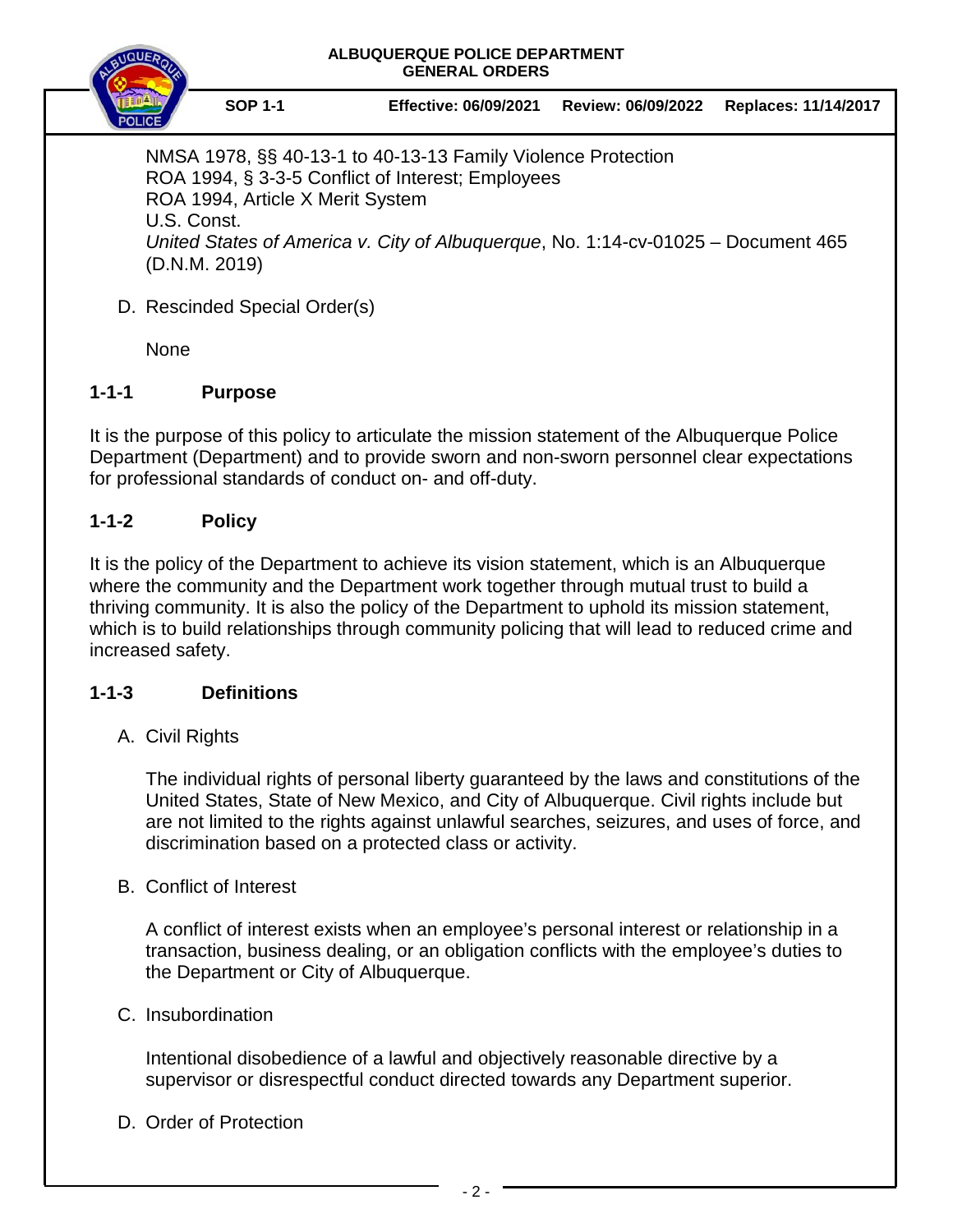NMSA 1978, §§ 40-13-1 to 40-13-13 Family Violence Protection
ROA 1994, § 3-3-5 Conflict of Interest; Employees
ROA 1994, Article X Merit System
U.S. Const.
*United States of America v. City of Albuquerque*, No. 1:14-cv-01025 – Document 465 (D.N.M. 2019)

D. Rescinded Special Order(s)

None

## 1-1-1 Purpose

It is the purpose of this policy to articulate the mission statement of the Albuquerque Police Department (Department) and to provide sworn and non-sworn personnel clear expectations for professional standards of conduct on- and off-duty.

## 1-1-2 Policy

It is the policy of the Department to achieve its vision statement, which is an Albuquerque where the community and the Department work together through mutual trust to build a thriving community. It is also the policy of the Department to uphold its mission statement, which is to build relationships through community policing that will lead to reduced crime and increased safety.

## 1-1-3 Definitions

A. Civil Rights

The individual rights of personal liberty guaranteed by the laws and constitutions of the United States, State of New Mexico, and City of Albuquerque. Civil rights include but are not limited to the rights against unlawful searches, seizures, and uses of force, and discrimination based on a protected class or activity.

B. Conflict of Interest

A conflict of interest exists when an employee's personal interest or relationship in a transaction, business dealing, or an obligation conflicts with the employee's duties to the Department or City of Albuquerque.

C. Insubordination

Intentional disobedience of a lawful and objectively reasonable directive by a supervisor or disrespectful conduct directed towards any Department superior.

D. Order of Protection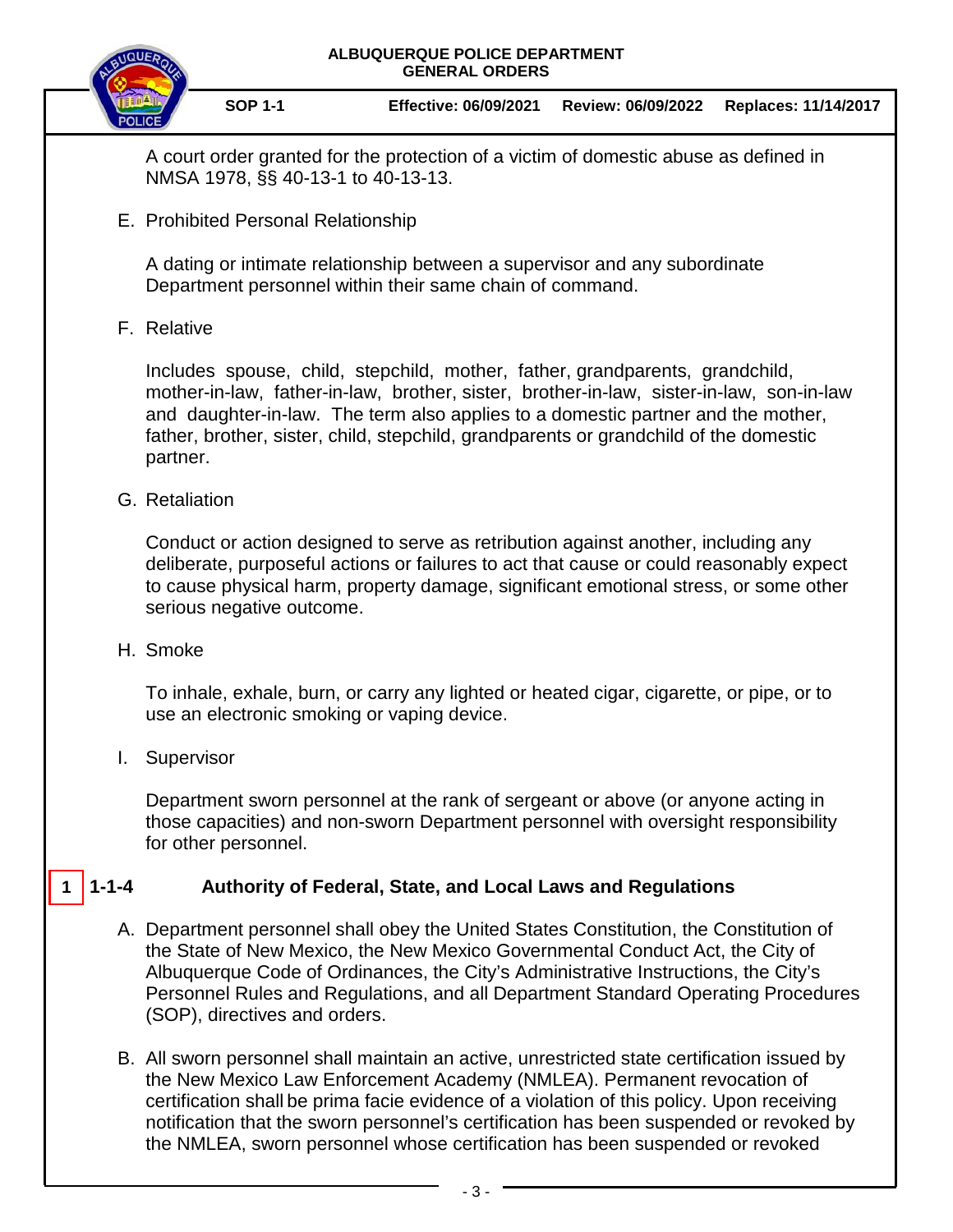A court order granted for the protection of a victim of domestic abuse as defined in NMSA 1978, §§ 40-13-1 to 40-13-13.

E. Prohibited Personal Relationship

A dating or intimate relationship between a supervisor and any subordinate Department personnel within their same chain of command.

F. Relative

Includes spouse, child, stepchild, mother, father, grandparents, grandchild, mother-in-law, father-in-law, brother, sister, brother-in-law, sister-in-law, son-in-law and daughter-in-law. The term also applies to a domestic partner and the mother, father, brother, sister, child, stepchild, grandparents or grandchild of the domestic partner.

G. Retaliation

Conduct or action designed to serve as retribution against another, including any deliberate, purposeful actions or failures to act that cause or could reasonably expect to cause physical harm, property damage, significant emotional stress, or some other serious negative outcome.

H. Smoke

To inhale, exhale, burn, or carry any lighted or heated cigar, cigarette, or pipe, or to use an electronic smoking or vaping device.

I. Supervisor

Department sworn personnel at the rank of sergeant or above (or anyone acting in those capacities) and non-sworn Department personnel with oversight responsibility for other personnel.

## 1 1-1-4 Authority of Federal, State, and Local Laws and Regulations

A. Department personnel shall obey the United States Constitution, the Constitution of the State of New Mexico, the New Mexico Governmental Conduct Act, the City of Albuquerque Code of Ordinances, the City's Administrative Instructions, the City's Personnel Rules and Regulations, and all Department Standard Operating Procedures (SOP), directives and orders.

B. All sworn personnel shall maintain an active, unrestricted state certification issued by the New Mexico Law Enforcement Academy (NMLEA). Permanent revocation of certification shall be prima facie evidence of a violation of this policy. Upon receiving notification that the sworn personnel's certification has been suspended or revoked by the NMLEA, sworn personnel whose certification has been suspended or revoked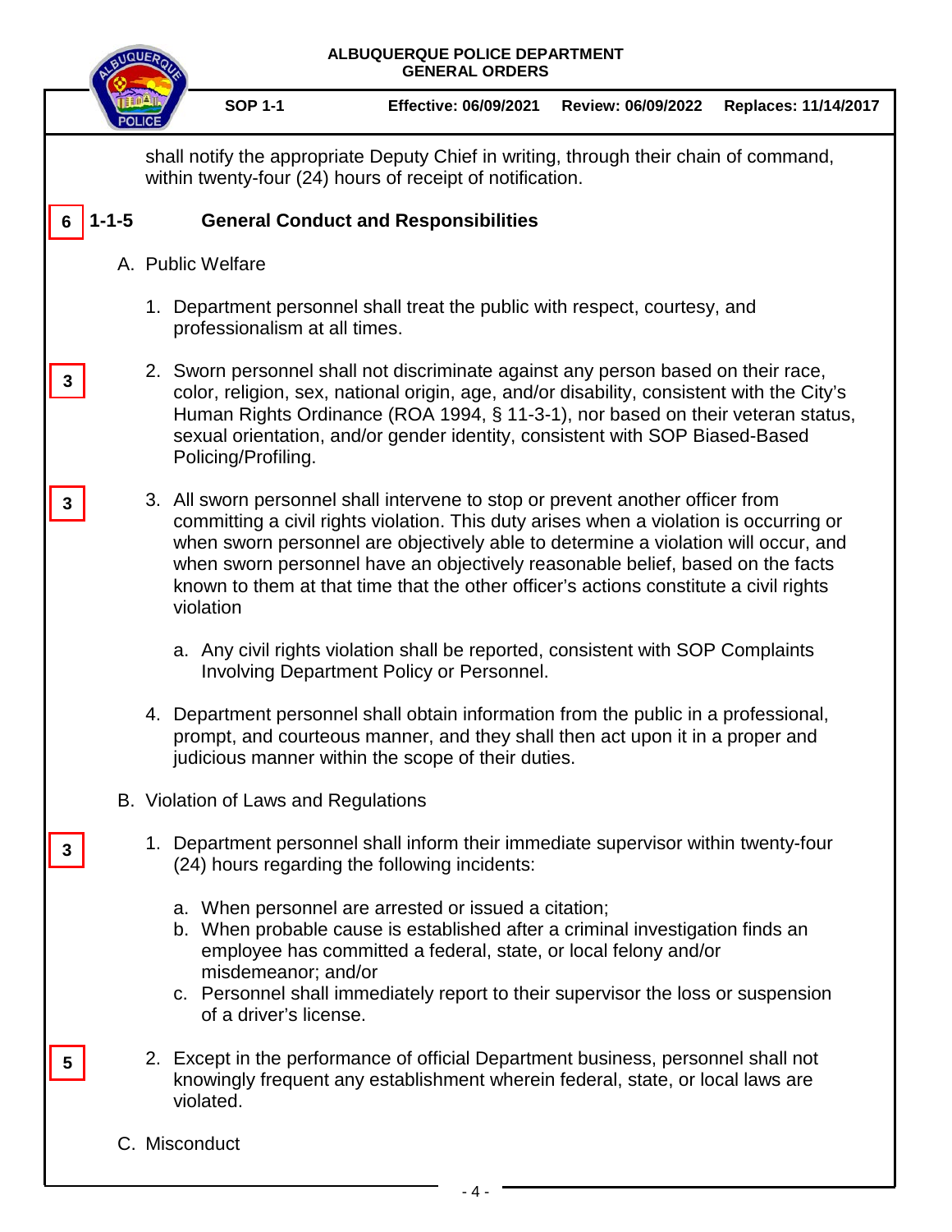shall notify the appropriate Deputy Chief in writing, through their chain of command, within twenty-four (24) hours of receipt of notification.

## 6 1-1-5 General Conduct and Responsibilities

A. Public Welfare

1. Department personnel shall treat the public with respect, courtesy, and professionalism at all times.

3 2. Sworn personnel shall not discriminate against any person based on their race, color, religion, sex, national origin, age, and/or disability, consistent with the City's Human Rights Ordinance (ROA 1994, § 11-3-1), nor based on their veteran status, sexual orientation, and/or gender identity, consistent with SOP Biased-Based Policing/Profiling.

3 3. All sworn personnel shall intervene to stop or prevent another officer from committing a civil rights violation. This duty arises when a violation is occurring or when sworn personnel are objectively able to determine a violation will occur, and when sworn personnel have an objectively reasonable belief, based on the facts known to them at that time that the other officer's actions constitute a civil rights violation

   a. Any civil rights violation shall be reported, consistent with SOP Complaints Involving Department Policy or Personnel.

4. Department personnel shall obtain information from the public in a professional, prompt, and courteous manner, and they shall then act upon it in a proper and judicious manner within the scope of their duties.

B. Violation of Laws and Regulations

3 1. Department personnel shall inform their immediate supervisor within twenty-four (24) hours regarding the following incidents:

   a. When personnel are arrested or issued a citation;
   b. When probable cause is established after a criminal investigation finds an employee has committed a federal, state, or local felony and/or misdemeanor; and/or
   c. Personnel shall immediately report to their supervisor the loss or suspension of a driver's license.

5 2. Except in the performance of official Department business, personnel shall not knowingly frequent any establishment wherein federal, state, or local laws are violated.

C. Misconduct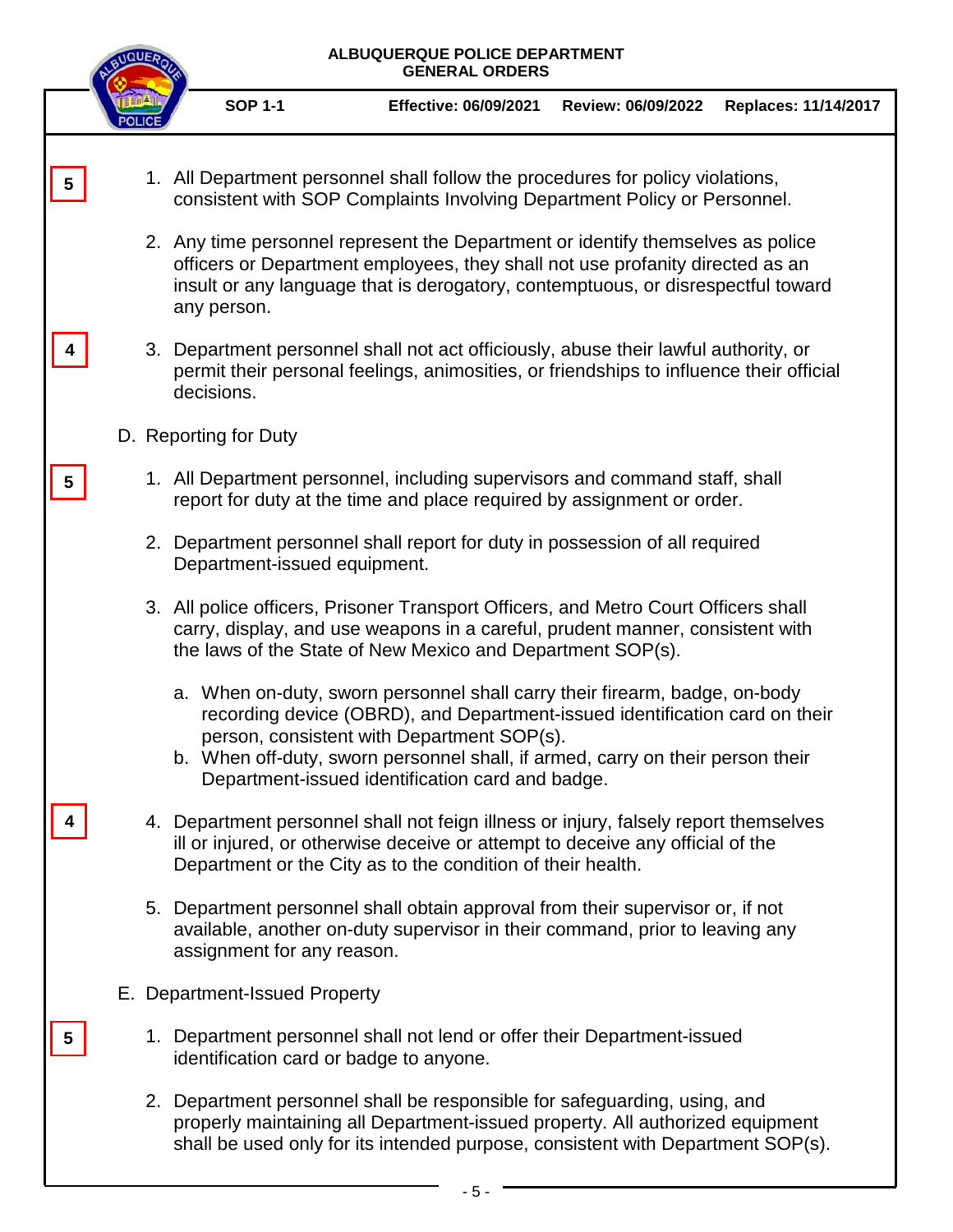5

1. All Department personnel shall follow the procedures for policy violations, consistent with SOP Complaints Involving Department Policy or Personnel.

2. Any time personnel represent the Department or identify themselves as police officers or Department employees, they shall not use profanity directed as an insult or any language that is derogatory, contemptuous, or disrespectful toward any person.

4

3. Department personnel shall not act officiously, abuse their lawful authority, or permit their personal feelings, animosities, or friendships to influence their official decisions.

D. Reporting for Duty

5

1. All Department personnel, including supervisors and command staff, shall report for duty at the time and place required by assignment or order.

2. Department personnel shall report for duty in possession of all required Department-issued equipment.

3. All police officers, Prisoner Transport Officers, and Metro Court Officers shall carry, display, and use weapons in a careful, prudent manner, consistent with the laws of the State of New Mexico and Department SOP(s).

   a. When on-duty, sworn personnel shall carry their firearm, badge, on-body recording device (OBRD), and Department-issued identification card on their person, consistent with Department SOP(s).
   b. When off-duty, sworn personnel shall, if armed, carry on their person their Department-issued identification card and badge.

4

4. Department personnel shall not feign illness or injury, falsely report themselves ill or injured, or otherwise deceive or attempt to deceive any official of the Department or the City as to the condition of their health.

5. Department personnel shall obtain approval from their supervisor or, if not available, another on-duty supervisor in their command, prior to leaving any assignment for any reason.

E. Department-Issued Property

5

1. Department personnel shall not lend or offer their Department-issued identification card or badge to anyone.

2. Department personnel shall be responsible for safeguarding, using, and properly maintaining all Department-issued property. All authorized equipment shall be used only for its intended purpose, consistent with Department SOP(s).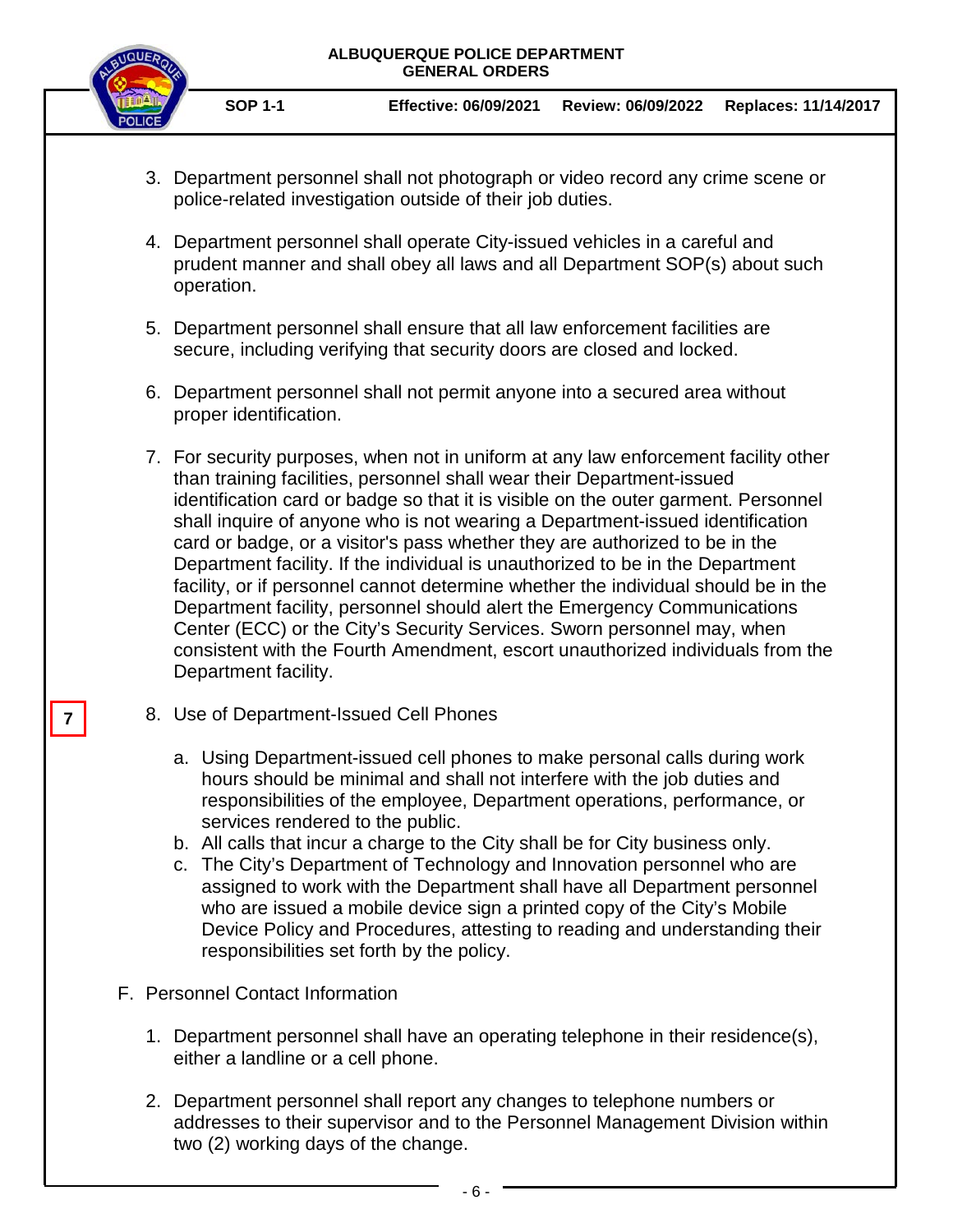3. Department personnel shall not photograph or video record any crime scene or police-related investigation outside of their job duties.

4. Department personnel shall operate City-issued vehicles in a careful and prudent manner and shall obey all laws and all Department SOP(s) about such operation.

5. Department personnel shall ensure that all law enforcement facilities are secure, including verifying that security doors are closed and locked.

6. Department personnel shall not permit anyone into a secured area without proper identification.

7. For security purposes, when not in uniform at any law enforcement facility other than training facilities, personnel shall wear their Department-issued identification card or badge so that it is visible on the outer garment. Personnel shall inquire of anyone who is not wearing a Department-issued identification card or badge, or a visitor's pass whether they are authorized to be in the Department facility. If the individual is unauthorized to be in the Department facility, or if personnel cannot determine whether the individual should be in the Department facility, personnel should alert the Emergency Communications Center (ECC) or the City's Security Services. Sworn personnel may, when consistent with the Fourth Amendment, escort unauthorized individuals from the Department facility.

7

8. Use of Department-Issued Cell Phones

   a. Using Department-issued cell phones to make personal calls during work hours should be minimal and shall not interfere with the job duties and responsibilities of the employee, Department operations, performance, or services rendered to the public.
   b. All calls that incur a charge to the City shall be for City business only.
   c. The City's Department of Technology and Innovation personnel who are assigned to work with the Department shall have all Department personnel who are issued a mobile device sign a printed copy of the City's Mobile Device Policy and Procedures, attesting to reading and understanding their responsibilities set forth by the policy.

F. Personnel Contact Information

1. Department personnel shall have an operating telephone in their residence(s), either a landline or a cell phone.

2. Department personnel shall report any changes to telephone numbers or addresses to their supervisor and to the Personnel Management Division within two (2) working days of the change.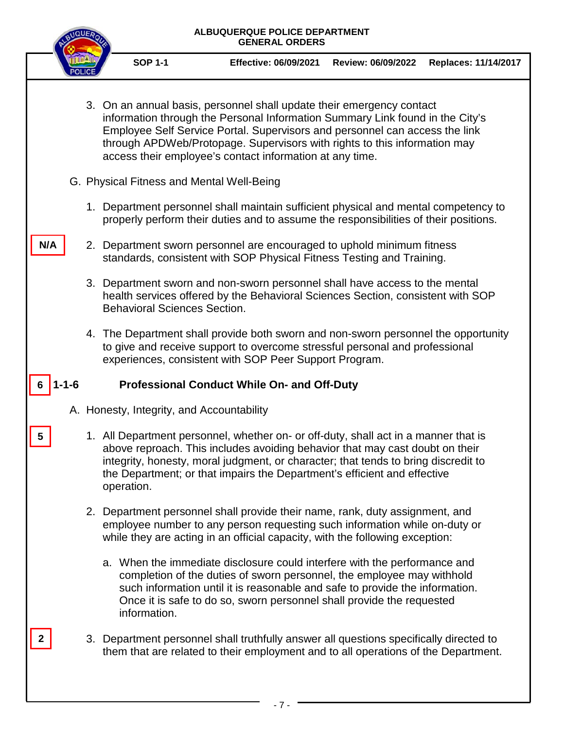3. On an annual basis, personnel shall update their emergency contact information through the Personal Information Summary Link found in the City's Employee Self Service Portal. Supervisors and personnel can access the link through APDWeb/Protopage. Supervisors with rights to this information may access their employee's contact information at any time.

G. Physical Fitness and Mental Well-Being

1. Department personnel shall maintain sufficient physical and mental competency to properly perform their duties and to assume the responsibilities of their positions.

N/A

2. Department sworn personnel are encouraged to uphold minimum fitness standards, consistent with SOP Physical Fitness Testing and Training.

3. Department sworn and non-sworn personnel shall have access to the mental health services offered by the Behavioral Sciences Section, consistent with SOP Behavioral Sciences Section.

4. The Department shall provide both sworn and non-sworn personnel the opportunity to give and receive support to overcome stressful personal and professional experiences, consistent with SOP Peer Support Program.

## 6 1-1-6 Professional Conduct While On- and Off-Duty

A. Honesty, Integrity, and Accountability

5

1. All Department personnel, whether on- or off-duty, shall act in a manner that is above reproach. This includes avoiding behavior that may cast doubt on their integrity, honesty, moral judgment, or character; that tends to bring discredit to the Department; or that impairs the Department's efficient and effective operation.

2. Department personnel shall provide their name, rank, duty assignment, and employee number to any person requesting such information while on-duty or while they are acting in an official capacity, with the following exception:

   a. When the immediate disclosure could interfere with the performance and completion of the duties of sworn personnel, the employee may withhold such information until it is reasonable and safe to provide the information. Once it is safe to do so, sworn personnel shall provide the requested information.

2

3. Department personnel shall truthfully answer all questions specifically directed to them that are related to their employment and to all operations of the Department.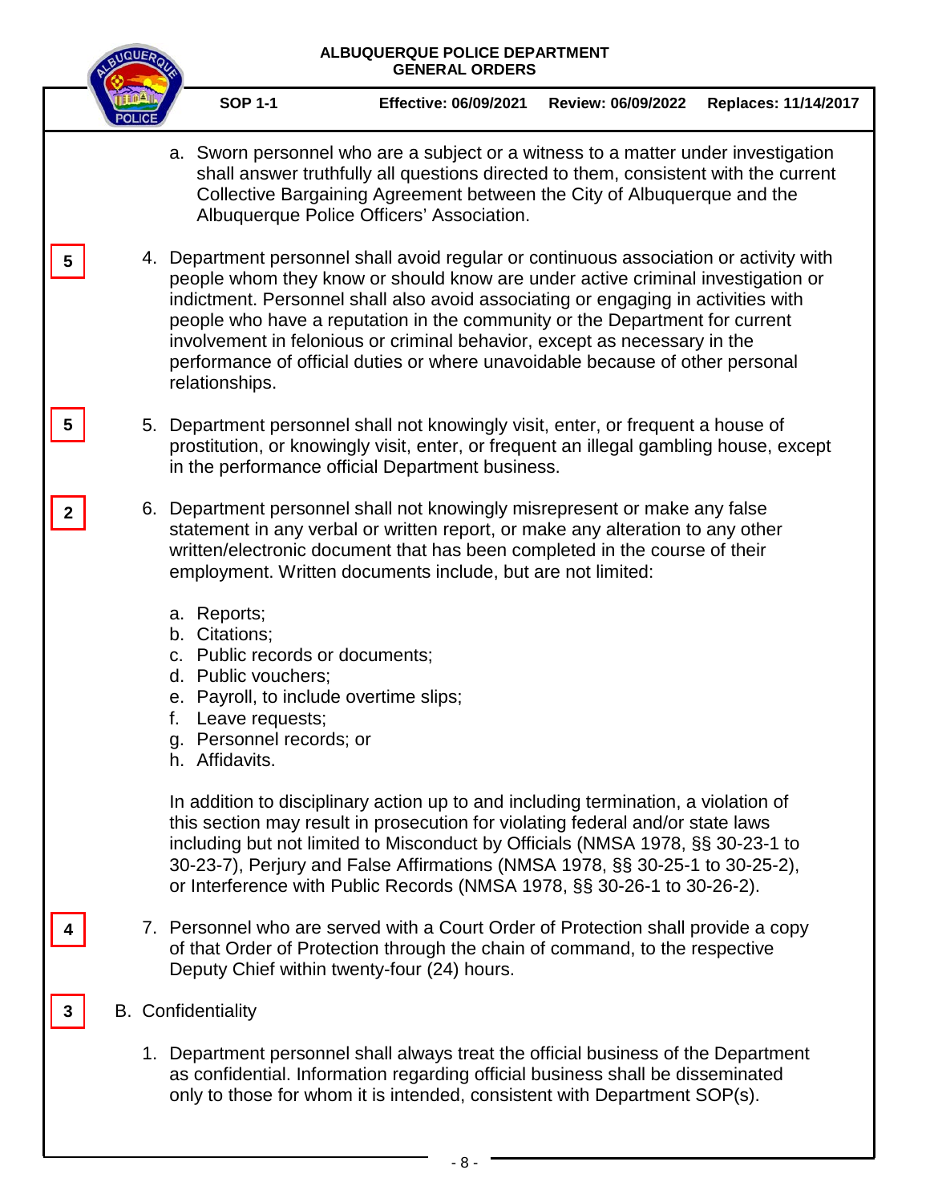a. Sworn personnel who are a subject or a witness to a matter under investigation shall answer truthfully all questions directed to them, consistent with the current Collective Bargaining Agreement between the City of Albuquerque and the Albuquerque Police Officers' Association.

5

4. Department personnel shall avoid regular or continuous association or activity with people whom they know or should know are under active criminal investigation or indictment. Personnel shall also avoid associating or engaging in activities with people who have a reputation in the community or the Department for current involvement in felonious or criminal behavior, except as necessary in the performance of official duties or where unavoidable because of other personal relationships.

5

5. Department personnel shall not knowingly visit, enter, or frequent a house of prostitution, or knowingly visit, enter, or frequent an illegal gambling house, except in the performance official Department business.

2

6. Department personnel shall not knowingly misrepresent or make any false statement in any verbal or written report, or make any alteration to any other written/electronic document that has been completed in the course of their employment. Written documents include, but are not limited:

   a. Reports;
   b. Citations;
   c. Public records or documents;
   d. Public vouchers;
   e. Payroll, to include overtime slips;
   f. Leave requests;
   g. Personnel records; or
   h. Affidavits.

   In addition to disciplinary action up to and including termination, a violation of this section may result in prosecution for violating federal and/or state laws including but not limited to Misconduct by Officials (NMSA 1978, §§ 30-23-1 to 30-23-7), Perjury and False Affirmations (NMSA 1978, §§ 30-25-1 to 30-25-2), or Interference with Public Records (NMSA 1978, §§ 30-26-1 to 30-26-2).

4

7. Personnel who are served with a Court Order of Protection shall provide a copy of that Order of Protection through the chain of command, to the respective Deputy Chief within twenty-four (24) hours.

3

B. Confidentiality

1. Department personnel shall always treat the official business of the Department as confidential. Information regarding official business shall be disseminated only to those for whom it is intended, consistent with Department SOP(s).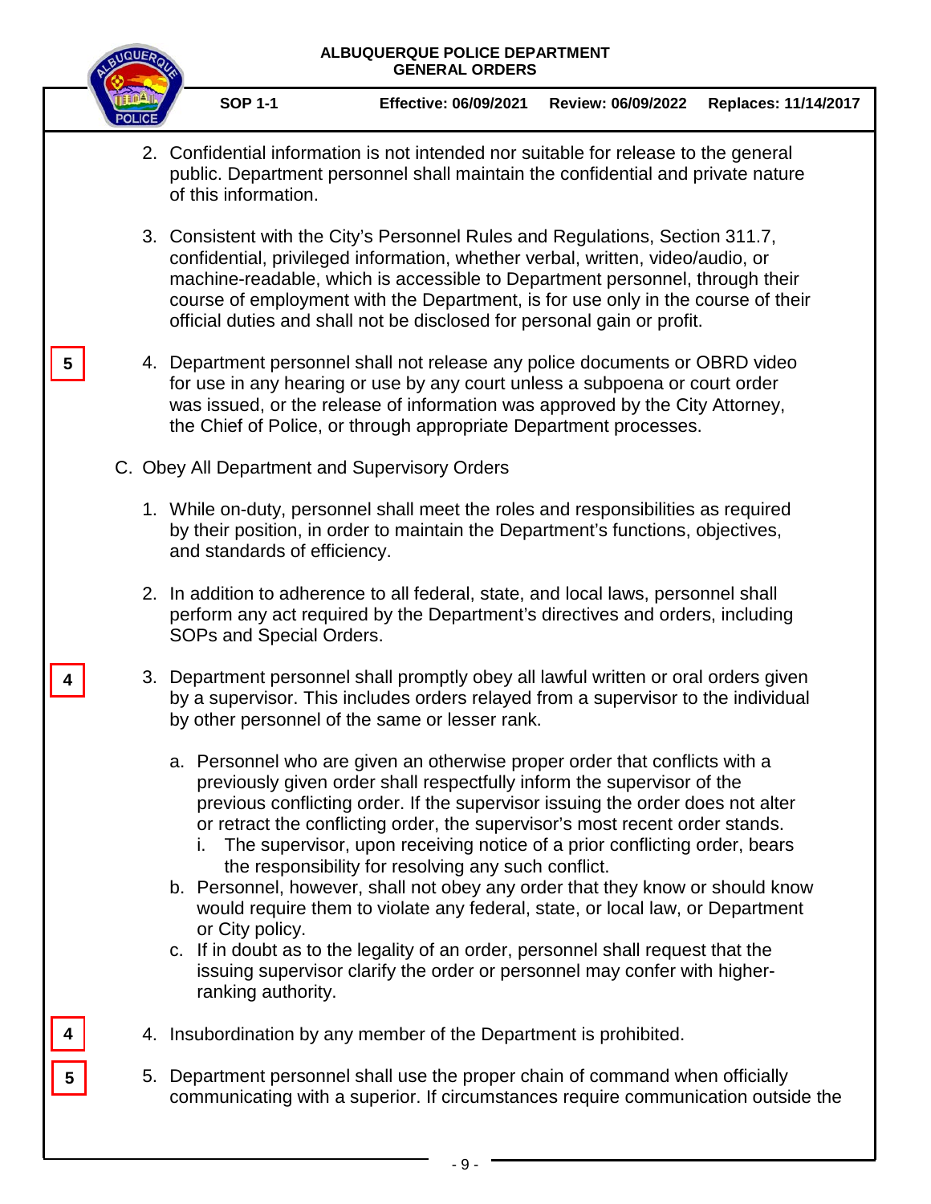2. Confidential information is not intended nor suitable for release to the general public. Department personnel shall maintain the confidential and private nature of this information.

3. Consistent with the City's Personnel Rules and Regulations, Section 311.7, confidential, privileged information, whether verbal, written, video/audio, or machine-readable, which is accessible to Department personnel, through their course of employment with the Department, is for use only in the course of their official duties and shall not be disclosed for personal gain or profit.

5

4. Department personnel shall not release any police documents or OBRD video for use in any hearing or use by any court unless a subpoena or court order was issued, or the release of information was approved by the City Attorney, the Chief of Police, or through appropriate Department processes.

C. Obey All Department and Supervisory Orders

1. While on-duty, personnel shall meet the roles and responsibilities as required by their position, in order to maintain the Department's functions, objectives, and standards of efficiency.

2. In addition to adherence to all federal, state, and local laws, personnel shall perform any act required by the Department's directives and orders, including SOPs and Special Orders.

4

3. Department personnel shall promptly obey all lawful written or oral orders given by a supervisor. This includes orders relayed from a supervisor to the individual by other personnel of the same or lesser rank.

   a. Personnel who are given an otherwise proper order that conflicts with a previously given order shall respectfully inform the supervisor of the previous conflicting order. If the supervisor issuing the order does not alter or retract the conflicting order, the supervisor's most recent order stands.
      i. The supervisor, upon receiving notice of a prior conflicting order, bears the responsibility for resolving any such conflict.
   b. Personnel, however, shall not obey any order that they know or should know would require them to violate any federal, state, or local law, or Department or City policy.
   c. If in doubt as to the legality of an order, personnel shall request that the issuing supervisor clarify the order or personnel may confer with higher-ranking authority.

4

4. Insubordination by any member of the Department is prohibited.

5

5. Department personnel shall use the proper chain of command when officially communicating with a superior. If circumstances require communication outside the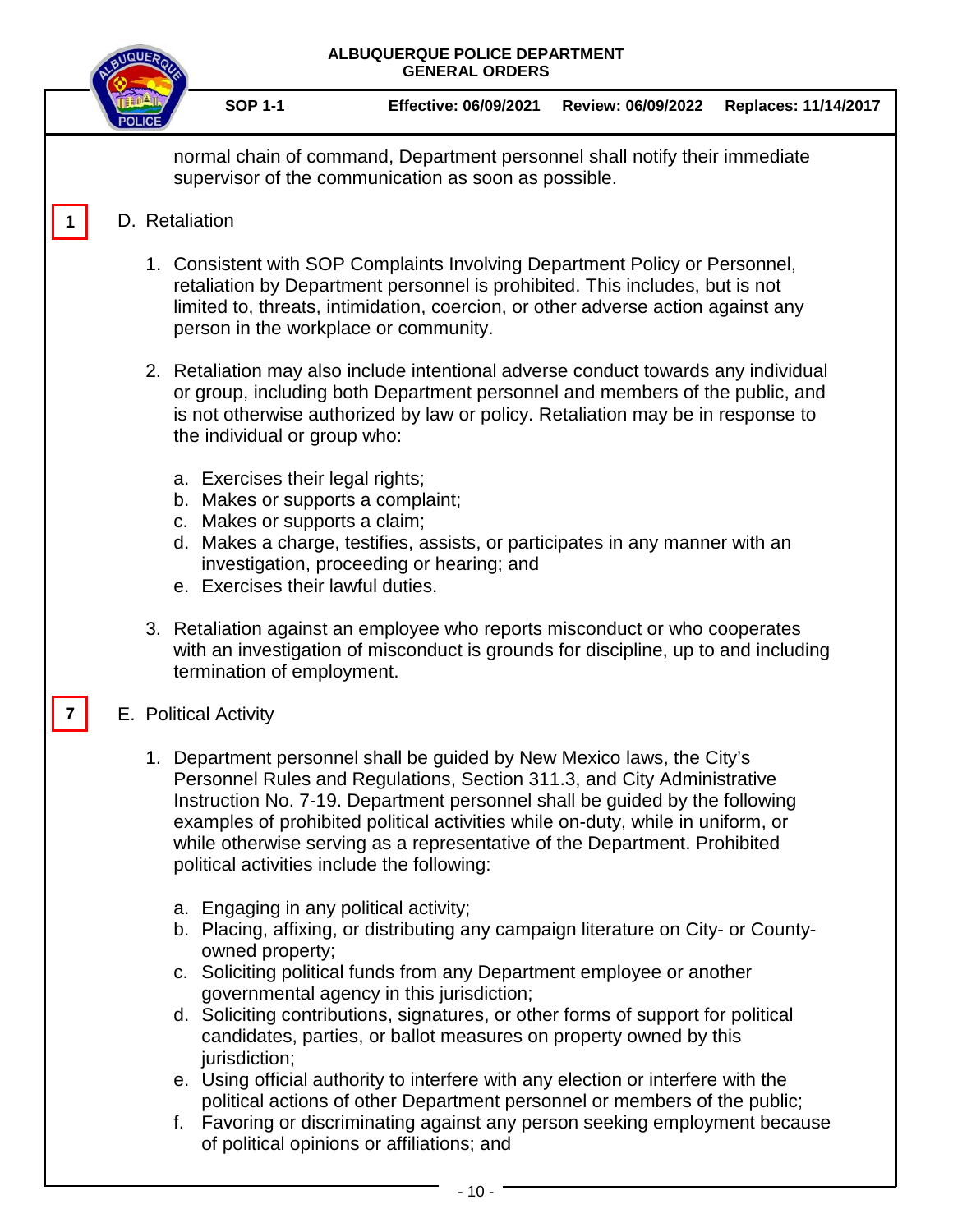normal chain of command, Department personnel shall notify their immediate supervisor of the communication as soon as possible.

1

D. Retaliation

1. Consistent with SOP Complaints Involving Department Policy or Personnel, retaliation by Department personnel is prohibited. This includes, but is not limited to, threats, intimidation, coercion, or other adverse action against any person in the workplace or community.

2. Retaliation may also include intentional adverse conduct towards any individual or group, including both Department personnel and members of the public, and is not otherwise authorized by law or policy. Retaliation may be in response to the individual or group who:

   a. Exercises their legal rights;
   b. Makes or supports a complaint;
   c. Makes or supports a claim;
   d. Makes a charge, testifies, assists, or participates in any manner with an investigation, proceeding or hearing; and
   e. Exercises their lawful duties.

3. Retaliation against an employee who reports misconduct or who cooperates with an investigation of misconduct is grounds for discipline, up to and including termination of employment.

7

E. Political Activity

1. Department personnel shall be guided by New Mexico laws, the City's Personnel Rules and Regulations, Section 311.3, and City Administrative Instruction No. 7-19. Department personnel shall be guided by the following examples of prohibited political activities while on-duty, while in uniform, or while otherwise serving as a representative of the Department. Prohibited political activities include the following:

   a. Engaging in any political activity;
   b. Placing, affixing, or distributing any campaign literature on City- or County-owned property;
   c. Soliciting political funds from any Department employee or another governmental agency in this jurisdiction;
   d. Soliciting contributions, signatures, or other forms of support for political candidates, parties, or ballot measures on property owned by this jurisdiction;
   e. Using official authority to interfere with any election or interfere with the political actions of other Department personnel or members of the public;
   f. Favoring or discriminating against any person seeking employment because of political opinions or affiliations; and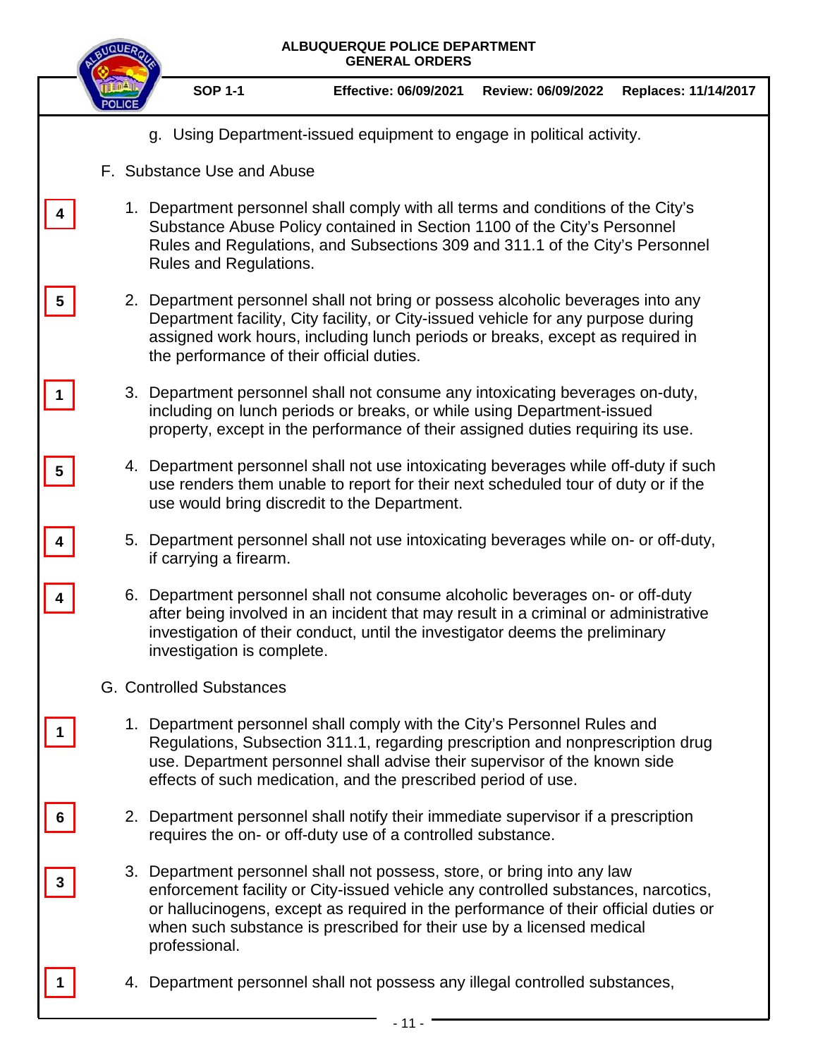g. Using Department-issued equipment to engage in political activity.

F. Substance Use and Abuse

4 | 1. Department personnel shall comply with all terms and conditions of the City's Substance Abuse Policy contained in Section 1100 of the City's Personnel Rules and Regulations, and Subsections 309 and 311.1 of the City's Personnel Rules and Regulations.

5 | 2. Department personnel shall not bring or possess alcoholic beverages into any Department facility, City facility, or City-issued vehicle for any purpose during assigned work hours, including lunch periods or breaks, except as required in the performance of their official duties.

1 | 3. Department personnel shall not consume any intoxicating beverages on-duty, including on lunch periods or breaks, or while using Department-issued property, except in the performance of their assigned duties requiring its use.

5 | 4. Department personnel shall not use intoxicating beverages while off-duty if such use renders them unable to report for their next scheduled tour of duty or if the use would bring discredit to the Department.

4 | 5. Department personnel shall not use intoxicating beverages while on- or off-duty, if carrying a firearm.

4 | 6. Department personnel shall not consume alcoholic beverages on- or off-duty after being involved in an incident that may result in a criminal or administrative investigation of their conduct, until the investigator deems the preliminary investigation is complete.

G. Controlled Substances

1 | 1. Department personnel shall comply with the City's Personnel Rules and Regulations, Subsection 311.1, regarding prescription and nonprescription drug use. Department personnel shall advise their supervisor of the known side effects of such medication, and the prescribed period of use.

6 | 2. Department personnel shall notify their immediate supervisor if a prescription requires the on- or off-duty use of a controlled substance.

3 | 3. Department personnel shall not possess, store, or bring into any law enforcement facility or City-issued vehicle any controlled substances, narcotics, or hallucinogens, except as required in the performance of their official duties or when such substance is prescribed for their use by a licensed medical professional.

1 | 4. Department personnel shall not possess any illegal controlled substances,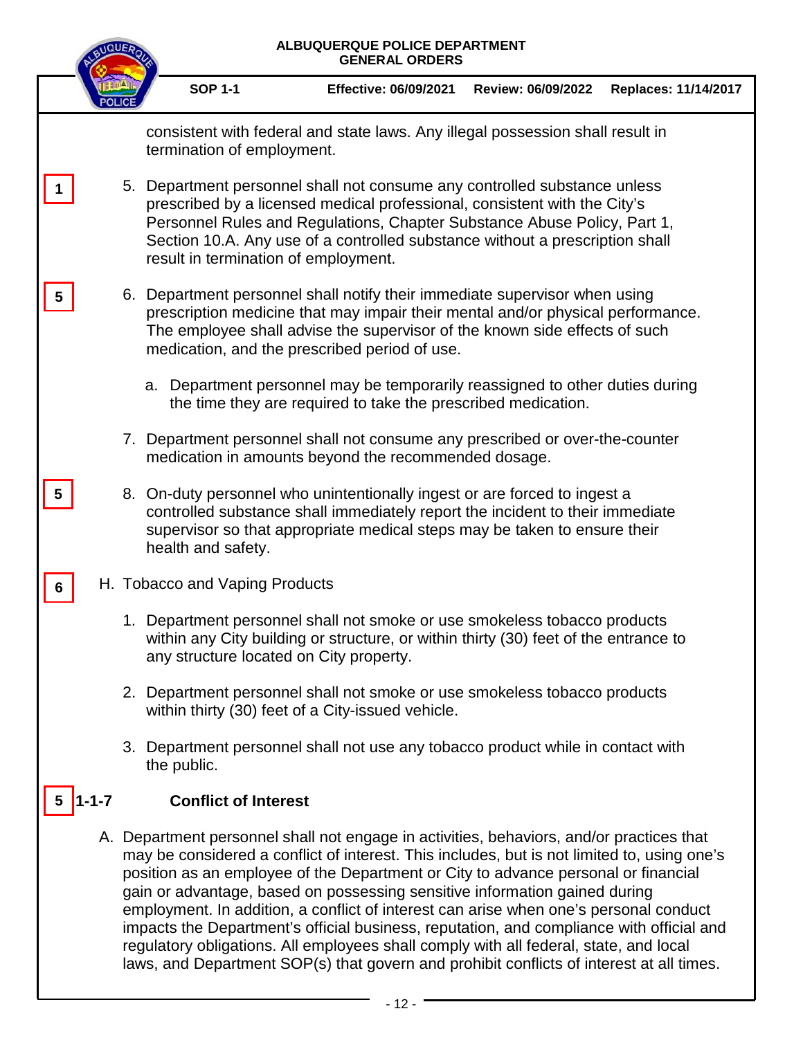consistent with federal and state laws. Any illegal possession shall result in termination of employment.

1 5. Department personnel shall not consume any controlled substance unless prescribed by a licensed medical professional, consistent with the City's Personnel Rules and Regulations, Chapter Substance Abuse Policy, Part 1, Section 10.A. Any use of a controlled substance without a prescription shall result in termination of employment.

5 6. Department personnel shall notify their immediate supervisor when using prescription medicine that may impair their mental and/or physical performance. The employee shall advise the supervisor of the known side effects of such medication, and the prescribed period of use.

   a. Department personnel may be temporarily reassigned to other duties during the time they are required to take the prescribed medication.

7. Department personnel shall not consume any prescribed or over-the-counter medication in amounts beyond the recommended dosage.

5 8. On-duty personnel who unintentionally ingest or are forced to ingest a controlled substance shall immediately report the incident to their immediate supervisor so that appropriate medical steps may be taken to ensure their health and safety.

6 H. Tobacco and Vaping Products

1. Department personnel shall not smoke or use smokeless tobacco products within any City building or structure, or within thirty (30) feet of the entrance to any structure located on City property.

2. Department personnel shall not smoke or use smokeless tobacco products within thirty (30) feet of a City-issued vehicle.

3. Department personnel shall not use any tobacco product while in contact with the public.

## 5 1-1-7 Conflict of Interest

A. Department personnel shall not engage in activities, behaviors, and/or practices that may be considered a conflict of interest. This includes, but is not limited to, using one's position as an employee of the Department or City to advance personal or financial gain or advantage, based on possessing sensitive information gained during employment. In addition, a conflict of interest can arise when one's personal conduct impacts the Department's official business, reputation, and compliance with official and regulatory obligations. All employees shall comply with all federal, state, and local laws, and Department SOP(s) that govern and prohibit conflicts of interest at all times.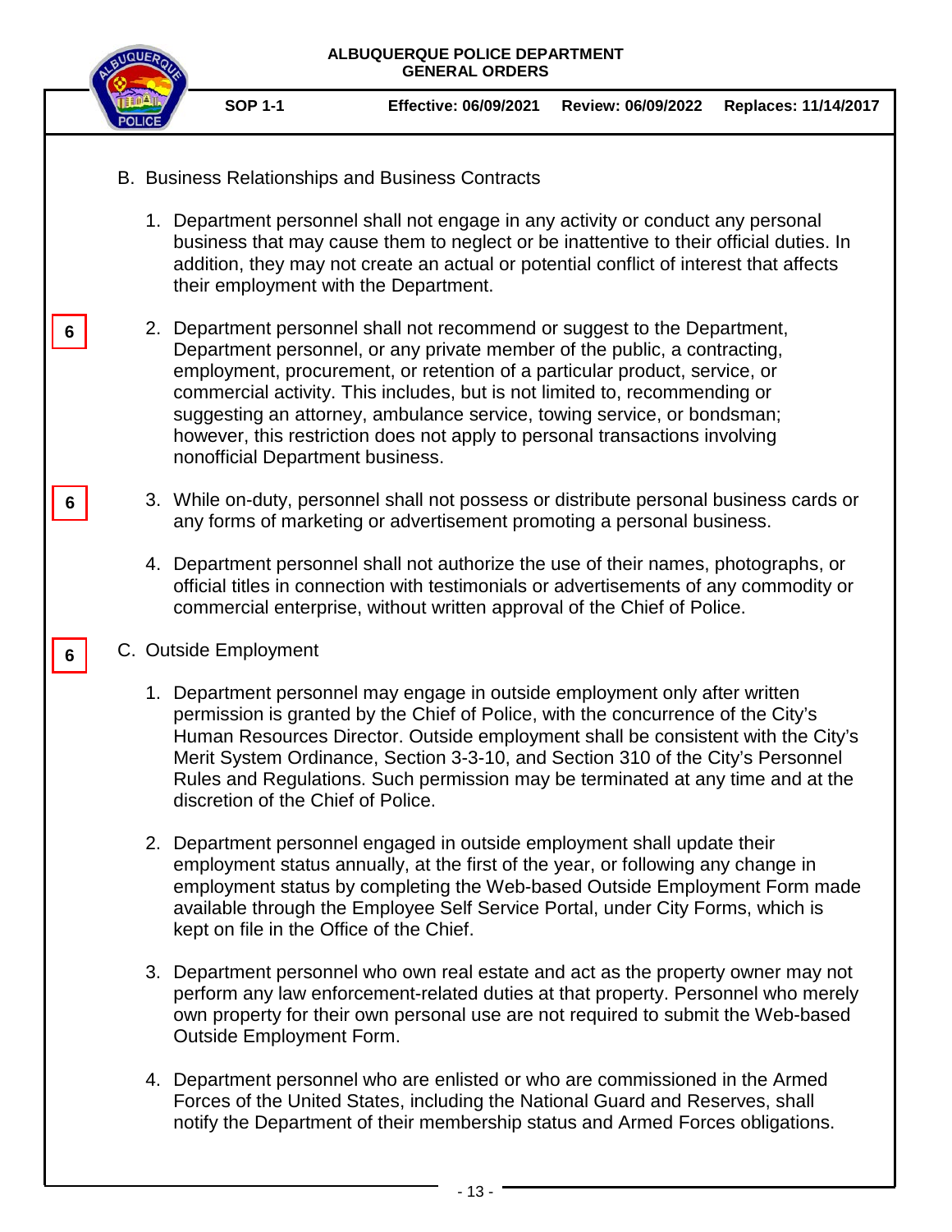B. Business Relationships and Business Contracts

1. Department personnel shall not engage in any activity or conduct any personal business that may cause them to neglect or be inattentive to their official duties. In addition, they may not create an actual or potential conflict of interest that affects their employment with the Department.

6

2. Department personnel shall not recommend or suggest to the Department, Department personnel, or any private member of the public, a contracting, employment, procurement, or retention of a particular product, service, or commercial activity. This includes, but is not limited to, recommending or suggesting an attorney, ambulance service, towing service, or bondsman; however, this restriction does not apply to personal transactions involving nonofficial Department business.

6

3. While on-duty, personnel shall not possess or distribute personal business cards or any forms of marketing or advertisement promoting a personal business.

4. Department personnel shall not authorize the use of their names, photographs, or official titles in connection with testimonials or advertisements of any commodity or commercial enterprise, without written approval of the Chief of Police.

6

C. Outside Employment

1. Department personnel may engage in outside employment only after written permission is granted by the Chief of Police, with the concurrence of the City's Human Resources Director. Outside employment shall be consistent with the City's Merit System Ordinance, Section 3-3-10, and Section 310 of the City's Personnel Rules and Regulations. Such permission may be terminated at any time and at the discretion of the Chief of Police.

2. Department personnel engaged in outside employment shall update their employment status annually, at the first of the year, or following any change in employment status by completing the Web-based Outside Employment Form made available through the Employee Self Service Portal, under City Forms, which is kept on file in the Office of the Chief.

3. Department personnel who own real estate and act as the property owner may not perform any law enforcement-related duties at that property. Personnel who merely own property for their own personal use are not required to submit the Web-based Outside Employment Form.

4. Department personnel who are enlisted or who are commissioned in the Armed Forces of the United States, including the National Guard and Reserves, shall notify the Department of their membership status and Armed Forces obligations.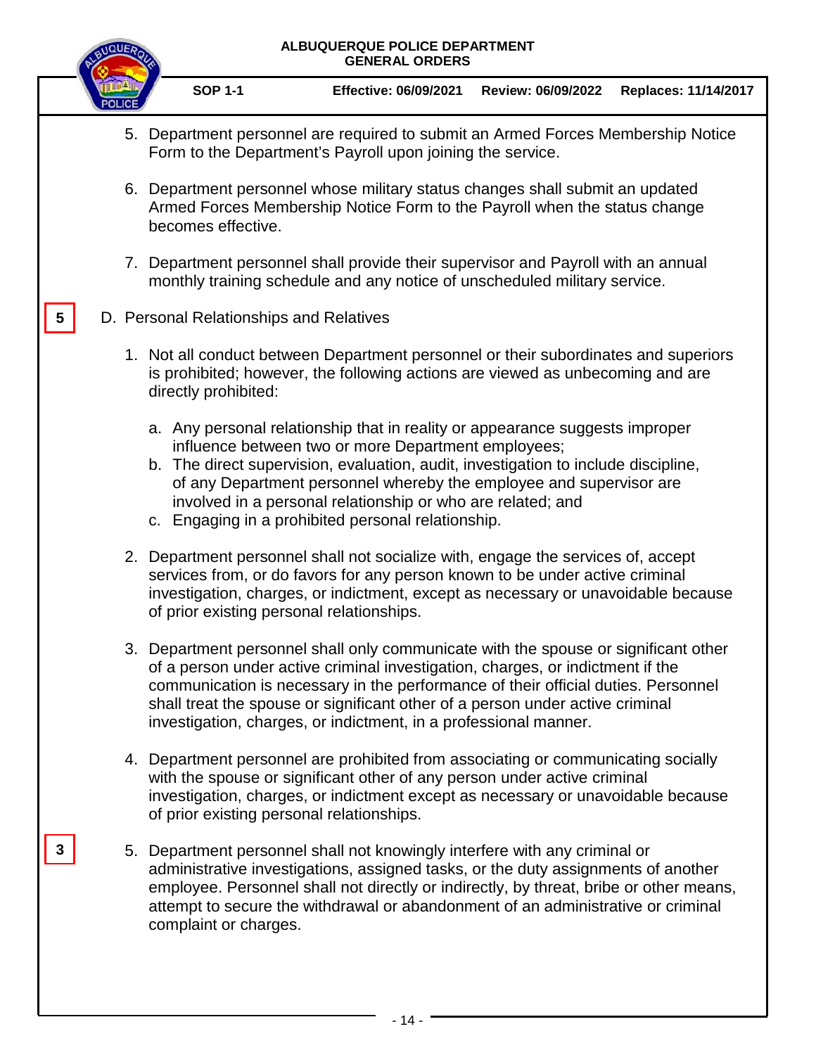5. Department personnel are required to submit an Armed Forces Membership Notice Form to the Department's Payroll upon joining the service.

6. Department personnel whose military status changes shall submit an updated Armed Forces Membership Notice Form to the Payroll when the status change becomes effective.

7. Department personnel shall provide their supervisor and Payroll with an annual monthly training schedule and any notice of unscheduled military service.

5

D. Personal Relationships and Relatives

1. Not all conduct between Department personnel or their subordinates and superiors is prohibited; however, the following actions are viewed as unbecoming and are directly prohibited:

   a. Any personal relationship that in reality or appearance suggests improper influence between two or more Department employees;
   b. The direct supervision, evaluation, audit, investigation to include discipline, of any Department personnel whereby the employee and supervisor are involved in a personal relationship or who are related; and
   c. Engaging in a prohibited personal relationship.

2. Department personnel shall not socialize with, engage the services of, accept services from, or do favors for any person known to be under active criminal investigation, charges, or indictment, except as necessary or unavoidable because of prior existing personal relationships.

3. Department personnel shall only communicate with the spouse or significant other of a person under active criminal investigation, charges, or indictment if the communication is necessary in the performance of their official duties. Personnel shall treat the spouse or significant other of a person under active criminal investigation, charges, or indictment, in a professional manner.

4. Department personnel are prohibited from associating or communicating socially with the spouse or significant other of any person under active criminal investigation, charges, or indictment except as necessary or unavoidable because of prior existing personal relationships.

3

5. Department personnel shall not knowingly interfere with any criminal or administrative investigations, assigned tasks, or the duty assignments of another employee. Personnel shall not directly or indirectly, by threat, bribe or other means, attempt to secure the withdrawal or abandonment of an administrative or criminal complaint or charges.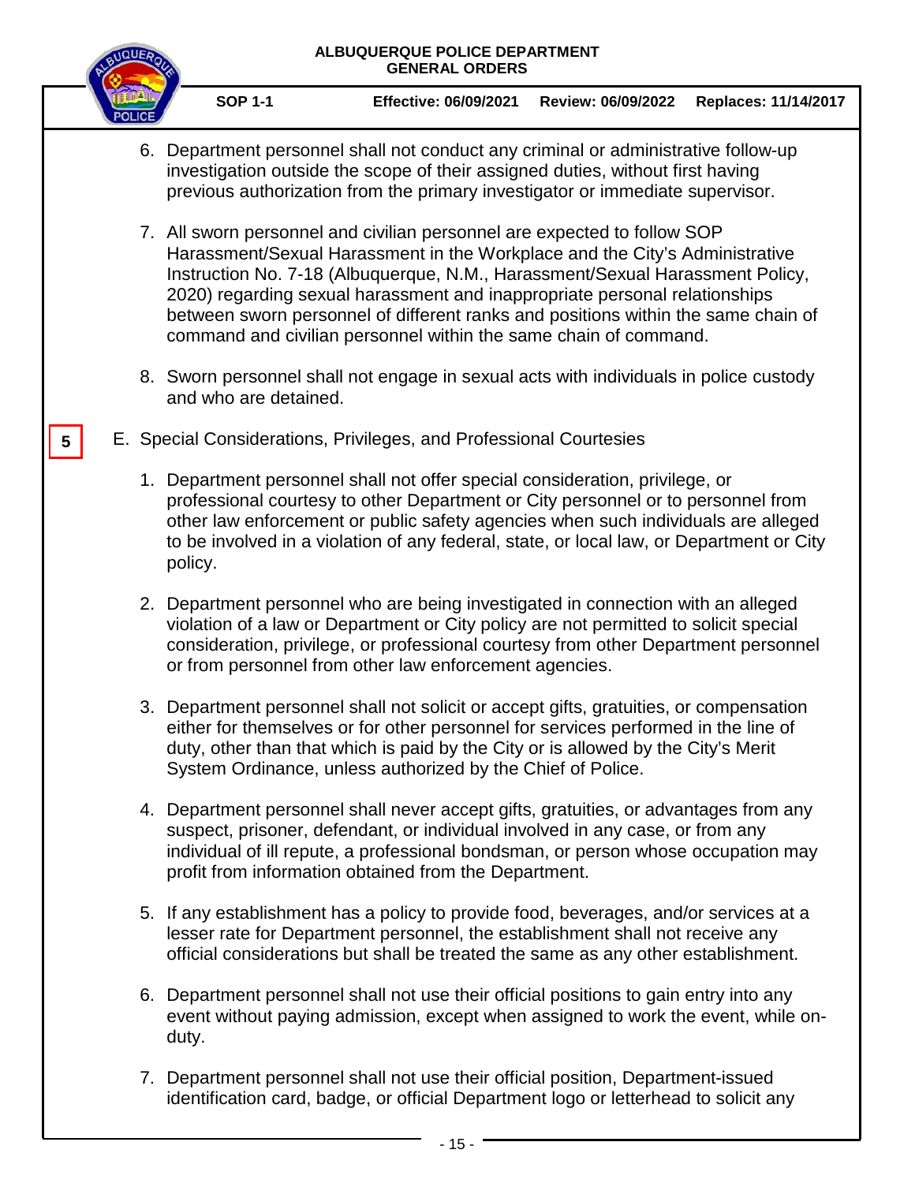6. Department personnel shall not conduct any criminal or administrative follow-up investigation outside the scope of their assigned duties, without first having previous authorization from the primary investigator or immediate supervisor.

7. All sworn personnel and civilian personnel are expected to follow SOP Harassment/Sexual Harassment in the Workplace and the City's Administrative Instruction No. 7-18 (Albuquerque, N.M., Harassment/Sexual Harassment Policy, 2020) regarding sexual harassment and inappropriate personal relationships between sworn personnel of different ranks and positions within the same chain of command and civilian personnel within the same chain of command.

8. Sworn personnel shall not engage in sexual acts with individuals in police custody and who are detained.

5

E. Special Considerations, Privileges, and Professional Courtesies

1. Department personnel shall not offer special consideration, privilege, or professional courtesy to other Department or City personnel or to personnel from other law enforcement or public safety agencies when such individuals are alleged to be involved in a violation of any federal, state, or local law, or Department or City policy.

2. Department personnel who are being investigated in connection with an alleged violation of a law or Department or City policy are not permitted to solicit special consideration, privilege, or professional courtesy from other Department personnel or from personnel from other law enforcement agencies.

3. Department personnel shall not solicit or accept gifts, gratuities, or compensation either for themselves or for other personnel for services performed in the line of duty, other than that which is paid by the City or is allowed by the City's Merit System Ordinance, unless authorized by the Chief of Police.

4. Department personnel shall never accept gifts, gratuities, or advantages from any suspect, prisoner, defendant, or individual involved in any case, or from any individual of ill repute, a professional bondsman, or person whose occupation may profit from information obtained from the Department.

5. If any establishment has a policy to provide food, beverages, and/or services at a lesser rate for Department personnel, the establishment shall not receive any official considerations but shall be treated the same as any other establishment.

6. Department personnel shall not use their official positions to gain entry into any event without paying admission, except when assigned to work the event, while on-duty.

7. Department personnel shall not use their official position, Department-issued identification card, badge, or official Department logo or letterhead to solicit any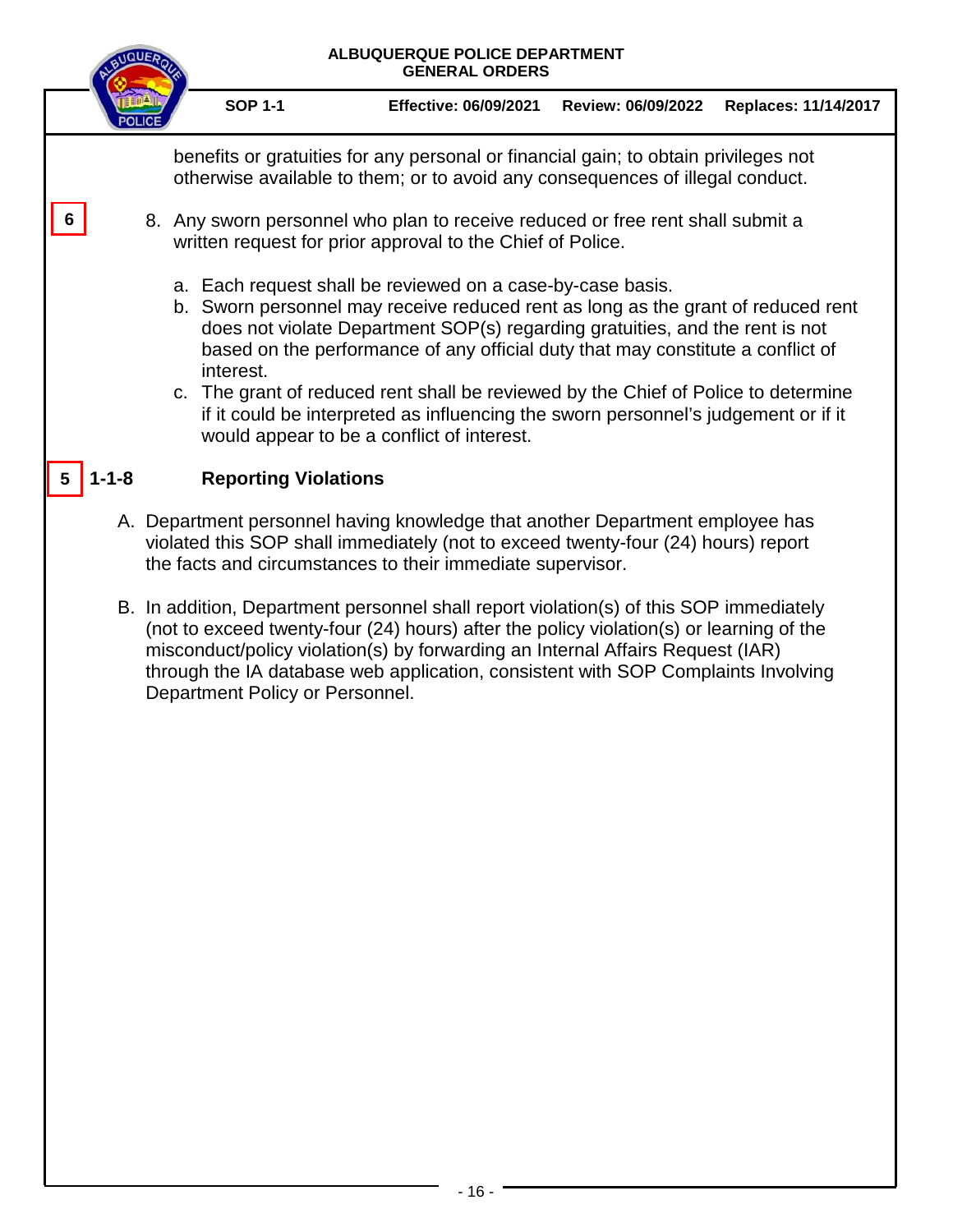benefits or gratuities for any personal or financial gain; to obtain privileges not otherwise available to them; or to avoid any consequences of illegal conduct.

6

8. Any sworn personnel who plan to receive reduced or free rent shall submit a written request for prior approval to the Chief of Police.

   a. Each request shall be reviewed on a case-by-case basis.
   b. Sworn personnel may receive reduced rent as long as the grant of reduced rent does not violate Department SOP(s) regarding gratuities, and the rent is not based on the performance of any official duty that may constitute a conflict of interest.
   c. The grant of reduced rent shall be reviewed by the Chief of Police to determine if it could be interpreted as influencing the sworn personnel's judgement or if it would appear to be a conflict of interest.

5

## 1-1-8 Reporting Violations

A. Department personnel having knowledge that another Department employee has violated this SOP shall immediately (not to exceed twenty-four (24) hours) report the facts and circumstances to their immediate supervisor.

B. In addition, Department personnel shall report violation(s) of this SOP immediately (not to exceed twenty-four (24) hours) after the policy violation(s) or learning of the misconduct/policy violation(s) by forwarding an Internal Affairs Request (IAR) through the IA database web application, consistent with SOP Complaints Involving Department Policy or Personnel.